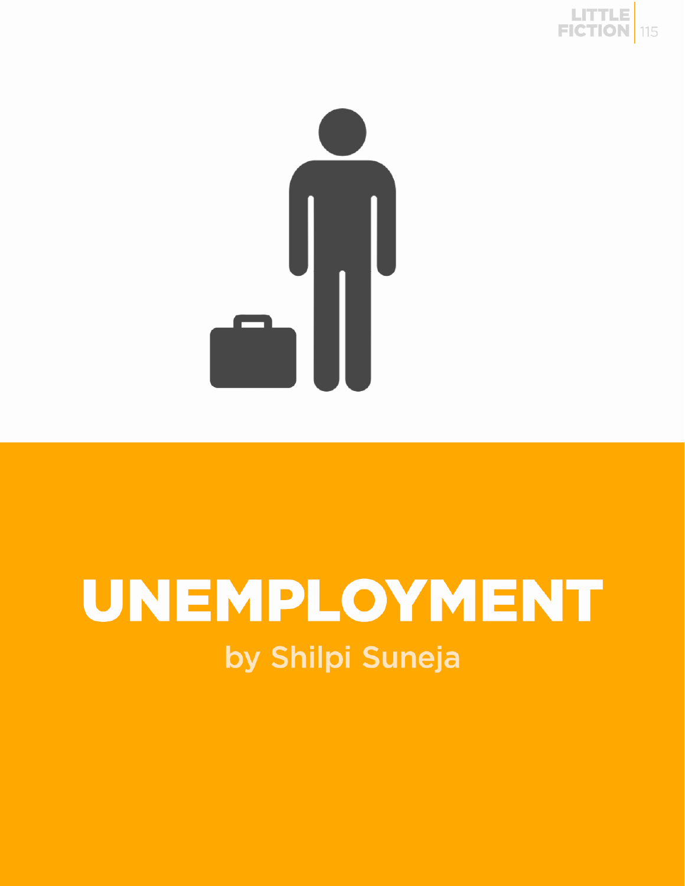# UNEMPLOYMENT

by Shilpi Suneja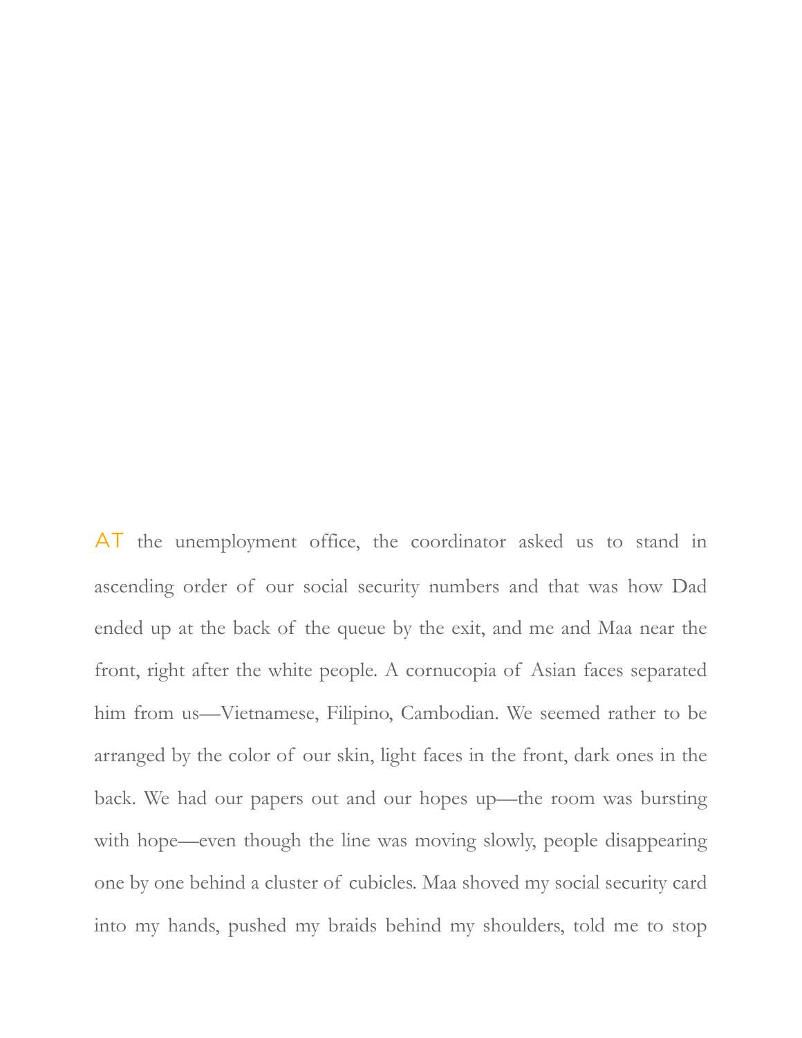AT the unemployment office, the coordinator asked us to stand in ascending order of our social security numbers and that was how Dad ended up at the back of the queue by the exit, and me and Maa near the front, right after the white people. A cornucopia of Asian faces separated him from us—Vietnamese, Filipino, Cambodian. We seemed rather to be arranged by the color of our skin, light faces in the front, dark ones in the back. We had our papers out and our hopes up—the room was bursting with hope—even though the line was moving slowly, people disappearing one by one behind a cluster of cubicles. Maa shoved my social security card into my hands, pushed my braids behind my shoulders, told me to stop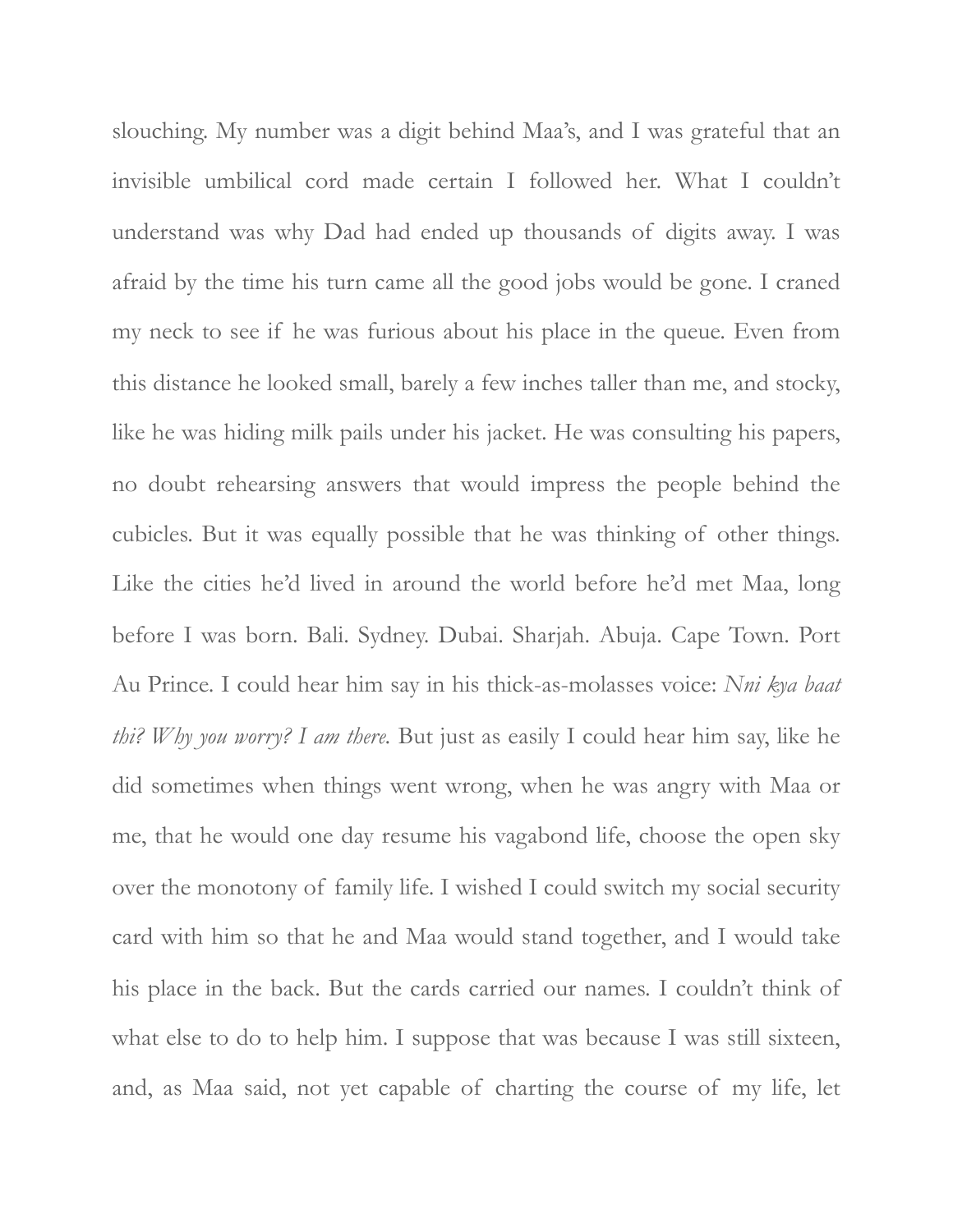slouching. My number was a digit behind Maa's, and I was grateful that an invisible umbilical cord made certain I followed her. What I couldn't understand was why Dad had ended up thousands of digits away. I was afraid by the time his turn came all the good jobs would be gone. I craned my neck to see if he was furious about his place in the queue. Even from this distance he looked small, barely a few inches taller than me, and stocky, like he was hiding milk pails under his jacket. He was consulting his papers, no doubt rehearsing answers that would impress the people behind the cubicles. But it was equally possible that he was thinking of other things. Like the cities he'd lived in around the world before he'd met Maa, long before I was born. Bali. Sydney. Dubai. Sharjah. Abuja. Cape Town. Port Au Prince. I could hear him say in his thick-as-molasses voice: *Nni kya baat thi? Why you worry? I am there.* But just as easily I could hear him say, like he did sometimes when things went wrong, when he was angry with Maa or me, that he would one day resume his vagabond life, choose the open sky over the monotony of family life. I wished I could switch my social security card with him so that he and Maa would stand together, and I would take his place in the back. But the cards carried our names. I couldn't think of what else to do to help him. I suppose that was because I was still sixteen, and, as Maa said, not yet capable of charting the course of my life, let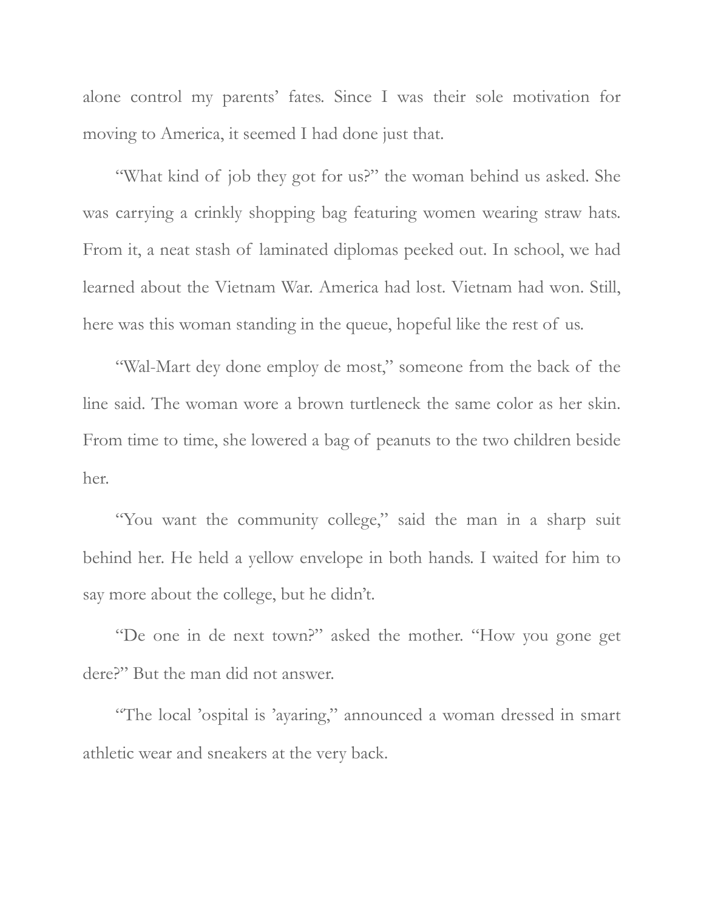alone control my parents' fates. Since I was their sole motivation for moving to America, it seemed I had done just that.

"What kind of job they got for us?" the woman behind us asked. She was carrying a crinkly shopping bag featuring women wearing straw hats. From it, a neat stash of laminated diplomas peeked out. In school, we had learned about the Vietnam War. America had lost. Vietnam had won. Still, here was this woman standing in the queue, hopeful like the rest of us.

"Wal-Mart dey done employ de most," someone from the back of the line said. The woman wore a brown turtleneck the same color as her skin. From time to time, she lowered a bag of peanuts to the two children beside her.

"You want the community college," said the man in a sharp suit behind her. He held a yellow envelope in both hands. I waited for him to say more about the college, but he didn't.

"De one in de next town?" asked the mother. "How you gone get dere?" But the man did not answer.

"The local 'ospital is 'ayaring," announced a woman dressed in smart athletic wear and sneakers at the very back.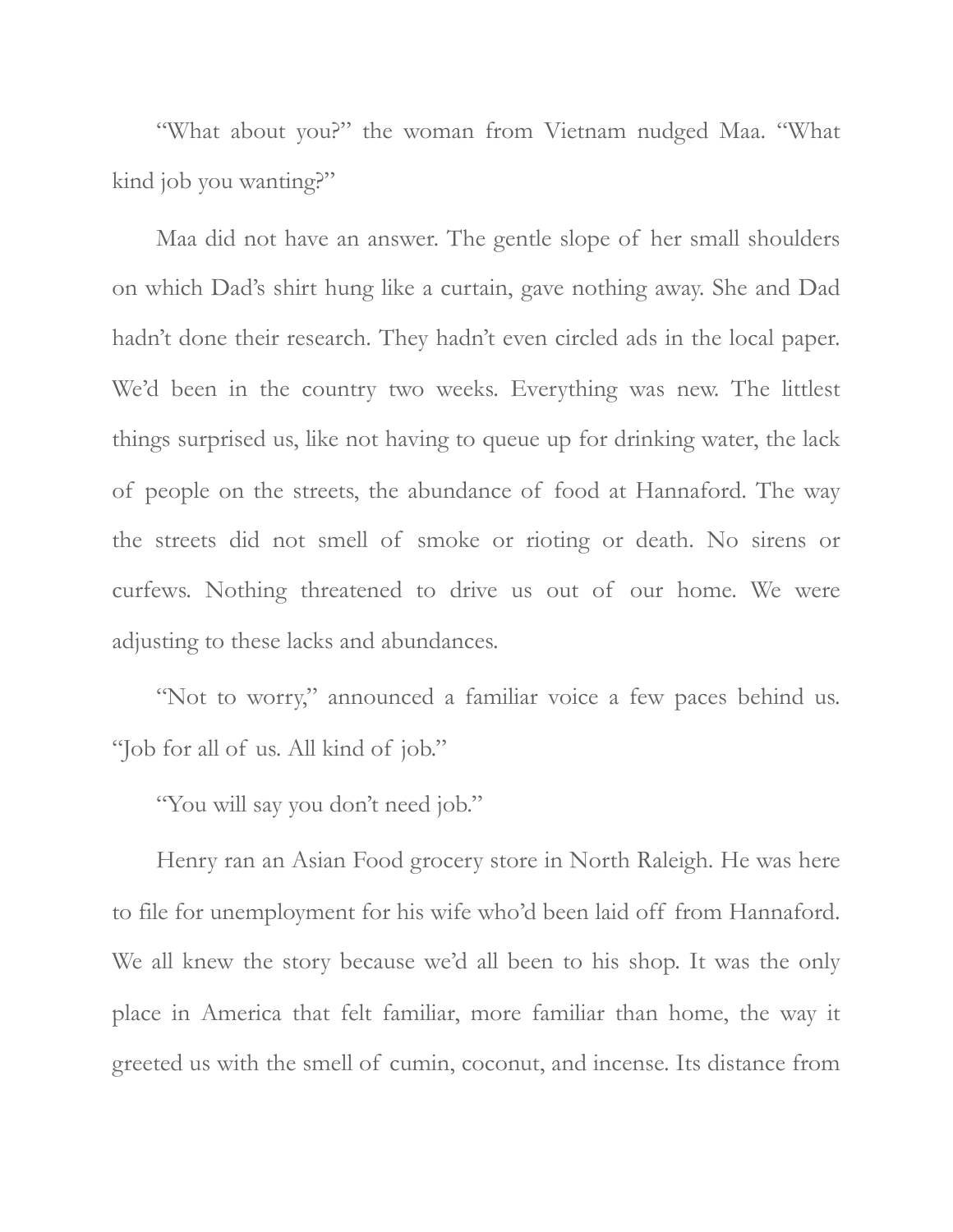"What about you?" the woman from Vietnam nudged Maa. "What kind job you wanting?"

Maa did not have an answer. The gentle slope of her small shoulders on which Dad's shirt hung like a curtain, gave nothing away. She and Dad hadn't done their research. They hadn't even circled ads in the local paper. We'd been in the country two weeks. Everything was new. The littlest things surprised us, like not having to queue up for drinking water, the lack of people on the streets, the abundance of food at Hannaford. The way the streets did not smell of smoke or rioting or death. No sirens or curfews. Nothing threatened to drive us out of our home. We were adjusting to these lacks and abundances.

"Not to worry," announced a familiar voice a few paces behind us. "Job for all of us. All kind of job."

"You will say you don't need job."

Henry ran an Asian Food grocery store in North Raleigh. He was here to file for unemployment for his wife who'd been laid off from Hannaford. We all knew the story because we'd all been to his shop. It was the only place in America that felt familiar, more familiar than home, the way it greeted us with the smell of cumin, coconut, and incense. Its distance from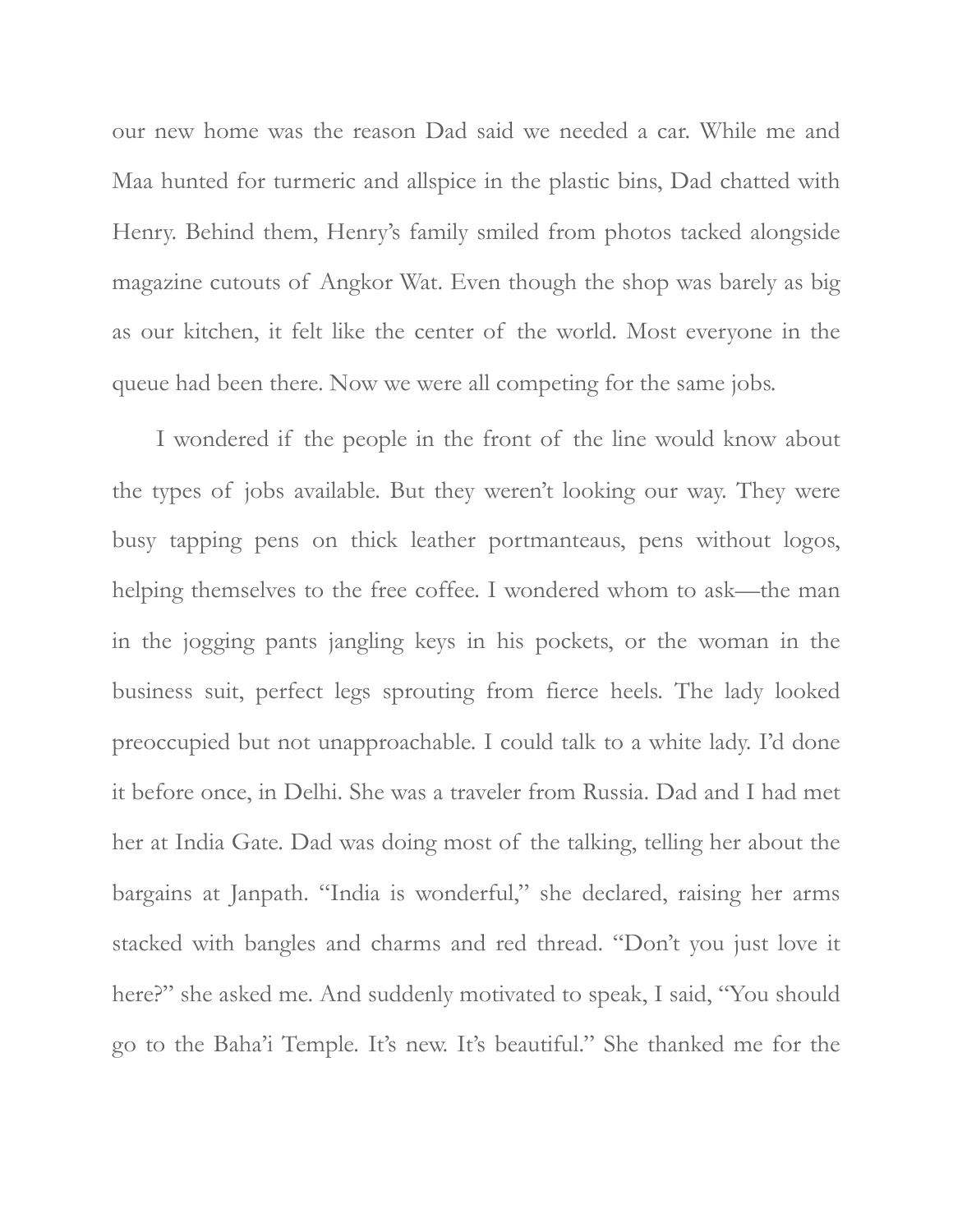our new home was the reason Dad said we needed a car. While me and Maa hunted for turmeric and allspice in the plastic bins, Dad chatted with Henry. Behind them, Henry's family smiled from photos tacked alongside magazine cutouts of Angkor Wat. Even though the shop was barely as big as our kitchen, it felt like the center of the world. Most everyone in the queue had been there. Now we were all competing for the same jobs.

I wondered if the people in the front of the line would know about the types of jobs available. But they weren't looking our way. They were busy tapping pens on thick leather portmanteaus, pens without logos, helping themselves to the free coffee. I wondered whom to ask—the man in the jogging pants jangling keys in his pockets, or the woman in the business suit, perfect legs sprouting from fierce heels. The lady looked preoccupied but not unapproachable. I could talk to a white lady. I'd done it before once, in Delhi. She was a traveler from Russia. Dad and I had met her at India Gate. Dad was doing most of the talking, telling her about the bargains at Janpath. "India is wonderful," she declared, raising her arms stacked with bangles and charms and red thread. "Don't you just love it here?" she asked me. And suddenly motivated to speak, I said, "You should go to the Baha'i Temple. It's new. It's beautiful." She thanked me for the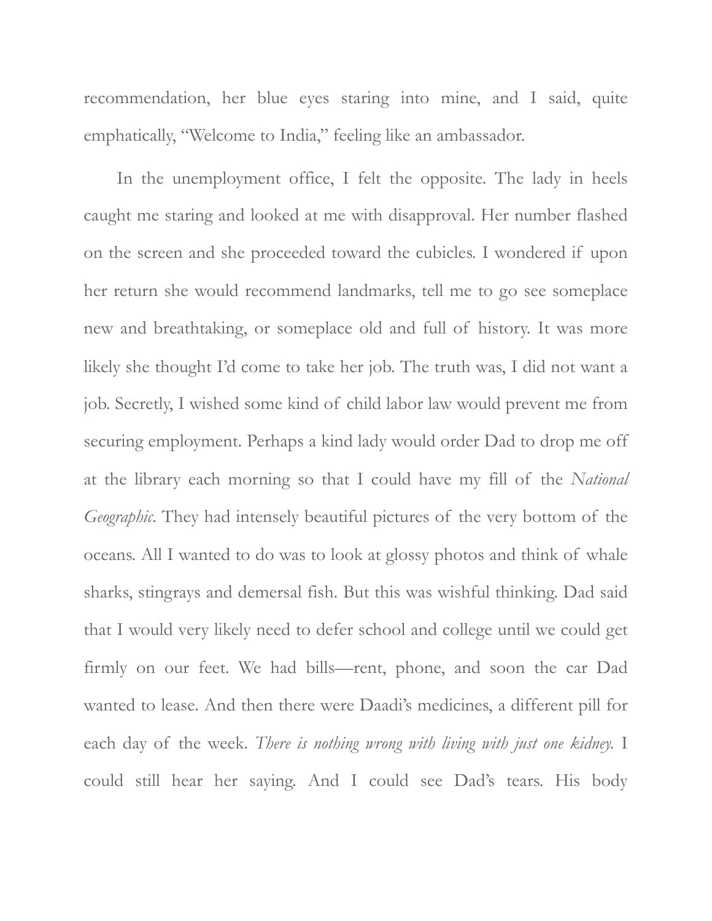recommendation, her blue eyes staring into mine, and I said, quite emphatically, "Welcome to India," feeling like an ambassador.

In the unemployment office, I felt the opposite. The lady in heels caught me staring and looked at me with disapproval. Her number flashed on the screen and she proceeded toward the cubicles. I wondered if upon her return she would recommend landmarks, tell me to go see someplace new and breathtaking, or someplace old and full of history. It was more likely she thought I'd come to take her job. The truth was, I did not want a job. Secretly, I wished some kind of child labor law would prevent me from securing employment. Perhaps a kind lady would order Dad to drop me off at the library each morning so that I could have my fill of the *National Geographic*. They had intensely beautiful pictures of the very bottom of the oceans. All I wanted to do was to look at glossy photos and think of whale sharks, stingrays and demersal fish. But this was wishful thinking. Dad said that I would very likely need to defer school and college until we could get firmly on our feet. We had bills—rent, phone, and soon the car Dad wanted to lease. And then there were Daadi's medicines, a different pill for each day of the week. *There is nothing wrong with living with just one kidney.* I could still hear her saying. And I could see Dad's tears. His body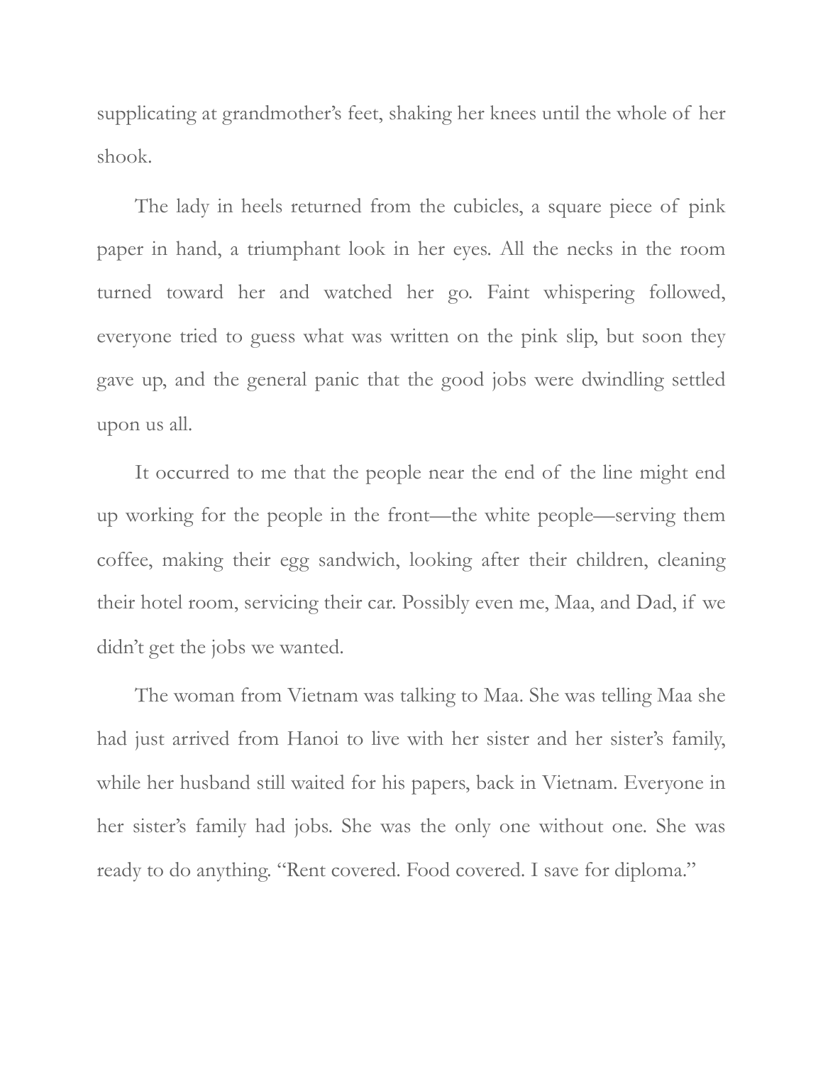supplicating at grandmother's feet, shaking her knees until the whole of her shook.

The lady in heels returned from the cubicles, a square piece of pink paper in hand, a triumphant look in her eyes. All the necks in the room turned toward her and watched her go. Faint whispering followed, everyone tried to guess what was written on the pink slip, but soon they gave up, and the general panic that the good jobs were dwindling settled upon us all.

It occurred to me that the people near the end of the line might end up working for the people in the front—the white people—serving them coffee, making their egg sandwich, looking after their children, cleaning their hotel room, servicing their car. Possibly even me, Maa, and Dad, if we didn't get the jobs we wanted.

The woman from Vietnam was talking to Maa. She was telling Maa she had just arrived from Hanoi to live with her sister and her sister's family, while her husband still waited for his papers, back in Vietnam. Everyone in her sister's family had jobs. She was the only one without one. She was ready to do anything. "Rent covered. Food covered. I save for diploma."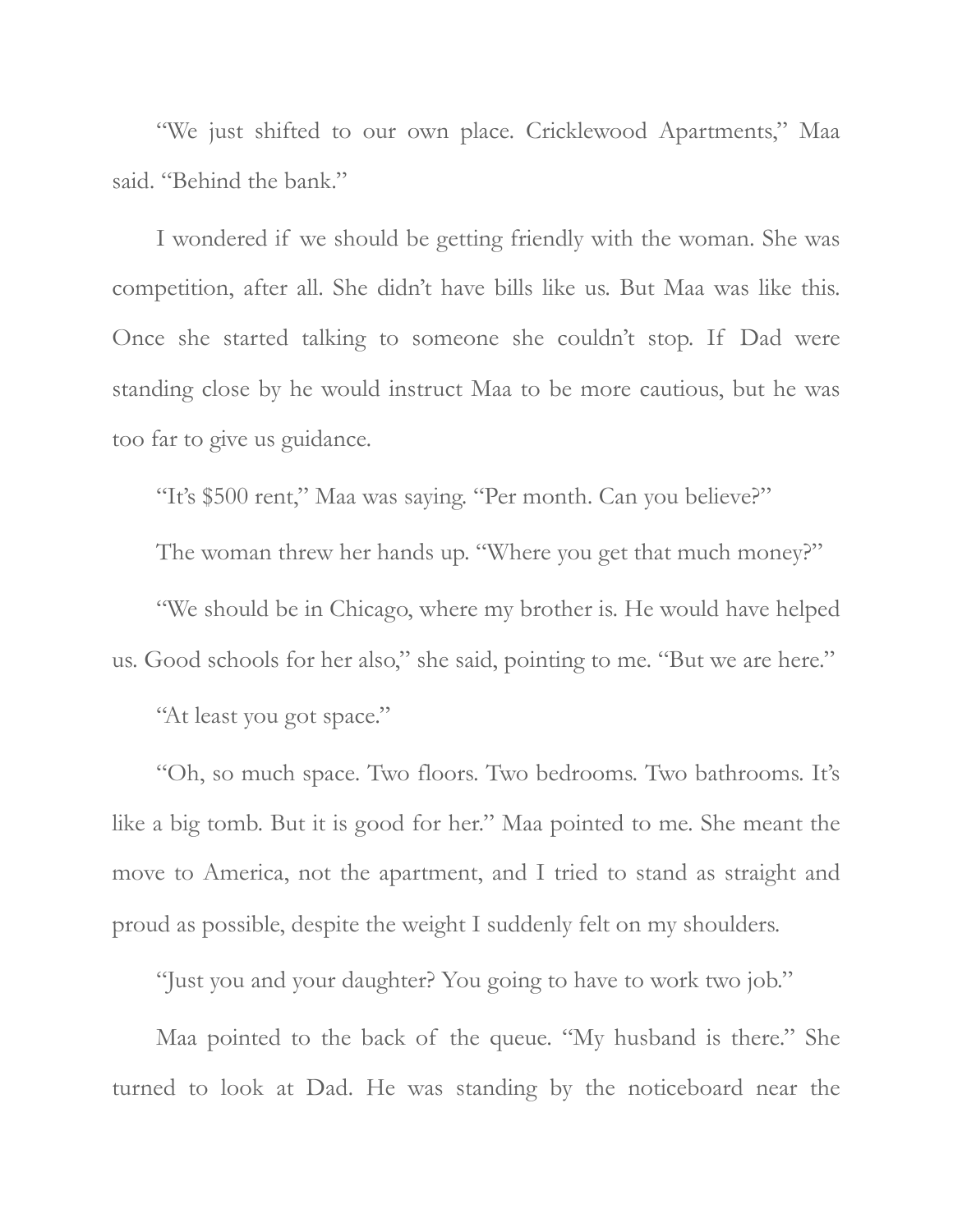"We just shifted to our own place. Cricklewood Apartments," Maa said. "Behind the bank."

I wondered if we should be getting friendly with the woman. She was competition, after all. She didn't have bills like us. But Maa was like this. Once she started talking to someone she couldn't stop. If Dad were standing close by he would instruct Maa to be more cautious, but he was too far to give us guidance.

"It's $500 rent," Maa was saying. "Per month. Can you believe?"

The woman threw her hands up. "Where you get that much money?"

"We should be in Chicago, where my brother is. He would have helped us. Good schools for her also," she said, pointing to me. "But we are here."

"At least you got space."

"Oh, so much space. Two floors. Two bedrooms. Two bathrooms. It's like a big tomb. But it is good for her." Maa pointed to me. She meant the move to America, not the apartment, and I tried to stand as straight and proud as possible, despite the weight I suddenly felt on my shoulders.

"Just you and your daughter? You going to have to work two job."

Maa pointed to the back of the queue. "My husband is there." She turned to look at Dad. He was standing by the noticeboard near the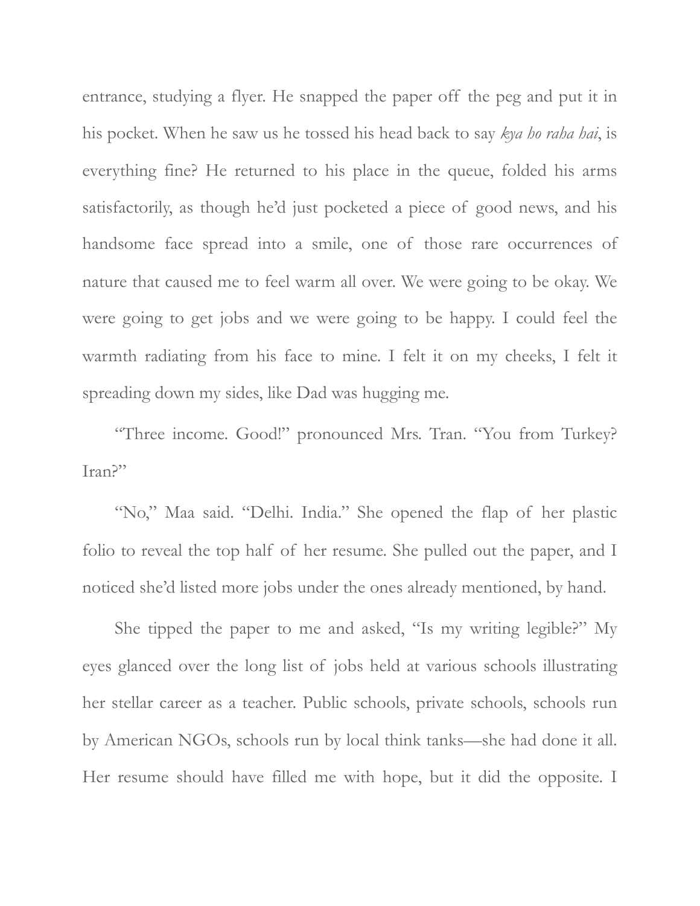entrance, studying a flyer. He snapped the paper off the peg and put it in his pocket. When he saw us he tossed his head back to say *kya ho raha hai*, is everything fine? He returned to his place in the queue, folded his arms satisfactorily, as though he'd just pocketed a piece of good news, and his handsome face spread into a smile, one of those rare occurrences of nature that caused me to feel warm all over. We were going to be okay. We were going to get jobs and we were going to be happy. I could feel the warmth radiating from his face to mine. I felt it on my cheeks, I felt it spreading down my sides, like Dad was hugging me.

"Three income. Good!" pronounced Mrs. Tran. "You from Turkey? Iran?"

"No," Maa said. "Delhi. India." She opened the flap of her plastic folio to reveal the top half of her resume. She pulled out the paper, and I noticed she'd listed more jobs under the ones already mentioned, by hand.

She tipped the paper to me and asked, "Is my writing legible?" My eyes glanced over the long list of jobs held at various schools illustrating her stellar career as a teacher. Public schools, private schools, schools run by American NGOs, schools run by local think tanks—she had done it all. Her resume should have filled me with hope, but it did the opposite. I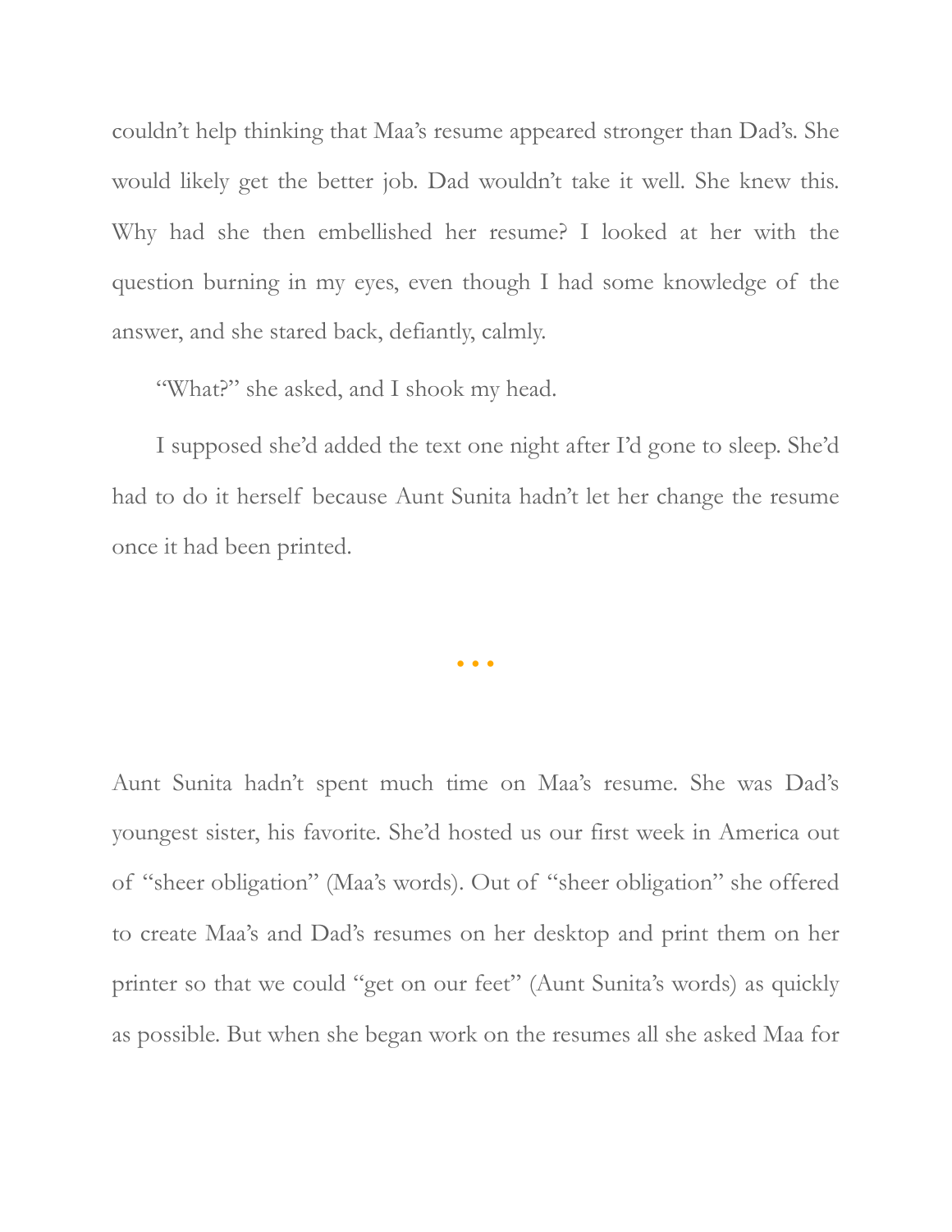couldn't help thinking that Maa's resume appeared stronger than Dad's. She would likely get the better job. Dad wouldn't take it well. She knew this. Why had she then embellished her resume? I looked at her with the question burning in my eyes, even though I had some knowledge of the answer, and she stared back, defiantly, calmly.

"What?" she asked, and I shook my head.

I supposed she'd added the text one night after I'd gone to sleep. She'd had to do it herself because Aunt Sunita hadn't let her change the resume once it had been printed.

• • •

Aunt Sunita hadn't spent much time on Maa's resume. She was Dad's youngest sister, his favorite. She'd hosted us our first week in America out of "sheer obligation" (Maa's words). Out of "sheer obligation" she offered to create Maa's and Dad's resumes on her desktop and print them on her printer so that we could "get on our feet" (Aunt Sunita's words) as quickly as possible. But when she began work on the resumes all she asked Maa for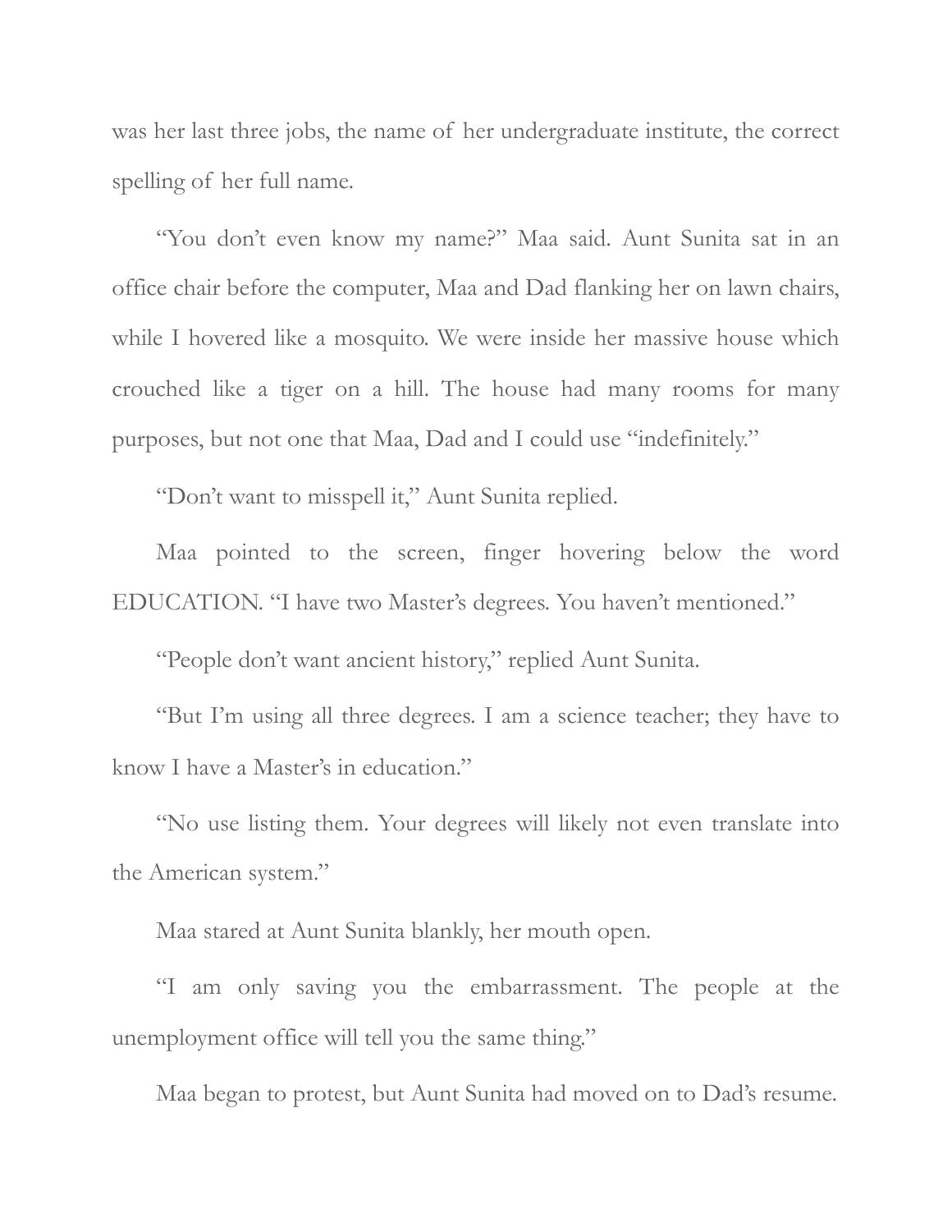was her last three jobs, the name of her undergraduate institute, the correct spelling of her full name.

"You don't even know my name?" Maa said. Aunt Sunita sat in an office chair before the computer, Maa and Dad flanking her on lawn chairs, while I hovered like a mosquito. We were inside her massive house which crouched like a tiger on a hill. The house had many rooms for many purposes, but not one that Maa, Dad and I could use "indefinitely."

"Don't want to misspell it," Aunt Sunita replied.

Maa pointed to the screen, finger hovering below the word EDUCATION. "I have two Master's degrees. You haven't mentioned."

"People don't want ancient history," replied Aunt Sunita.

"But I'm using all three degrees. I am a science teacher; they have to know I have a Master's in education."

"No use listing them. Your degrees will likely not even translate into the American system."

Maa stared at Aunt Sunita blankly, her mouth open.

"I am only saving you the embarrassment. The people at the unemployment office will tell you the same thing."

Maa began to protest, but Aunt Sunita had moved on to Dad's resume.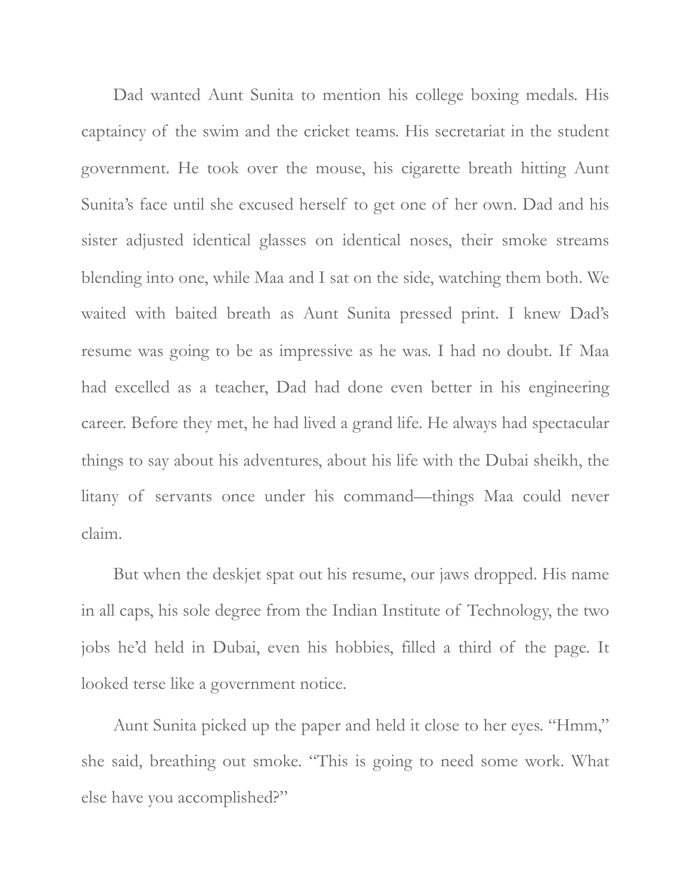Dad wanted Aunt Sunita to mention his college boxing medals. His captaincy of the swim and the cricket teams. His secretariat in the student government. He took over the mouse, his cigarette breath hitting Aunt Sunita's face until she excused herself to get one of her own. Dad and his sister adjusted identical glasses on identical noses, their smoke streams blending into one, while Maa and I sat on the side, watching them both. We waited with baited breath as Aunt Sunita pressed print. I knew Dad's resume was going to be as impressive as he was. I had no doubt. If Maa had excelled as a teacher, Dad had done even better in his engineering career. Before they met, he had lived a grand life. He always had spectacular things to say about his adventures, about his life with the Dubai sheikh, the litany of servants once under his command—things Maa could never claim.

But when the deskjet spat out his resume, our jaws dropped. His name in all caps, his sole degree from the Indian Institute of Technology, the two jobs he'd held in Dubai, even his hobbies, filled a third of the page. It looked terse like a government notice.

Aunt Sunita picked up the paper and held it close to her eyes. "Hmm," she said, breathing out smoke. "This is going to need some work. What else have you accomplished?"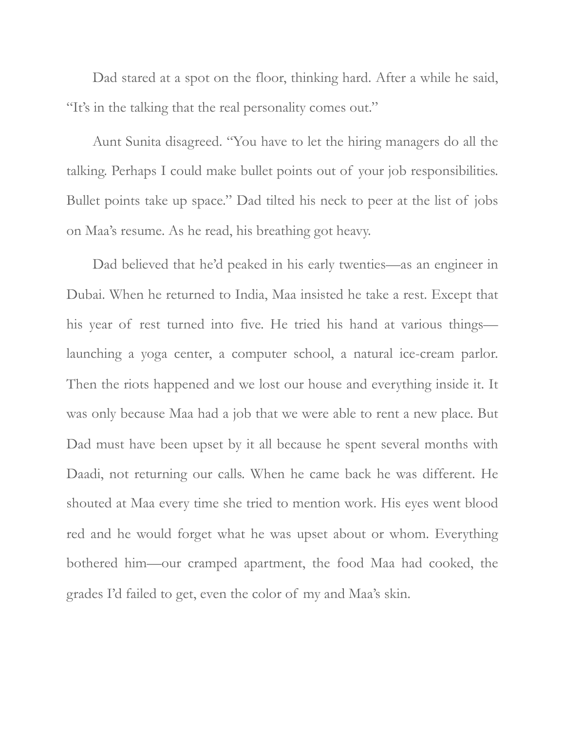Dad stared at a spot on the floor, thinking hard. After a while he said, "It's in the talking that the real personality comes out."

Aunt Sunita disagreed. "You have to let the hiring managers do all the talking. Perhaps I could make bullet points out of your job responsibilities. Bullet points take up space." Dad tilted his neck to peer at the list of jobs on Maa's resume. As he read, his breathing got heavy.

Dad believed that he'd peaked in his early twenties—as an engineer in Dubai. When he returned to India, Maa insisted he take a rest. Except that his year of rest turned into five. He tried his hand at various things—launching a yoga center, a computer school, a natural ice-cream parlor. Then the riots happened and we lost our house and everything inside it. It was only because Maa had a job that we were able to rent a new place. But Dad must have been upset by it all because he spent several months with Daadi, not returning our calls. When he came back he was different. He shouted at Maa every time she tried to mention work. His eyes went blood red and he would forget what he was upset about or whom. Everything bothered him—our cramped apartment, the food Maa had cooked, the grades I'd failed to get, even the color of my and Maa's skin.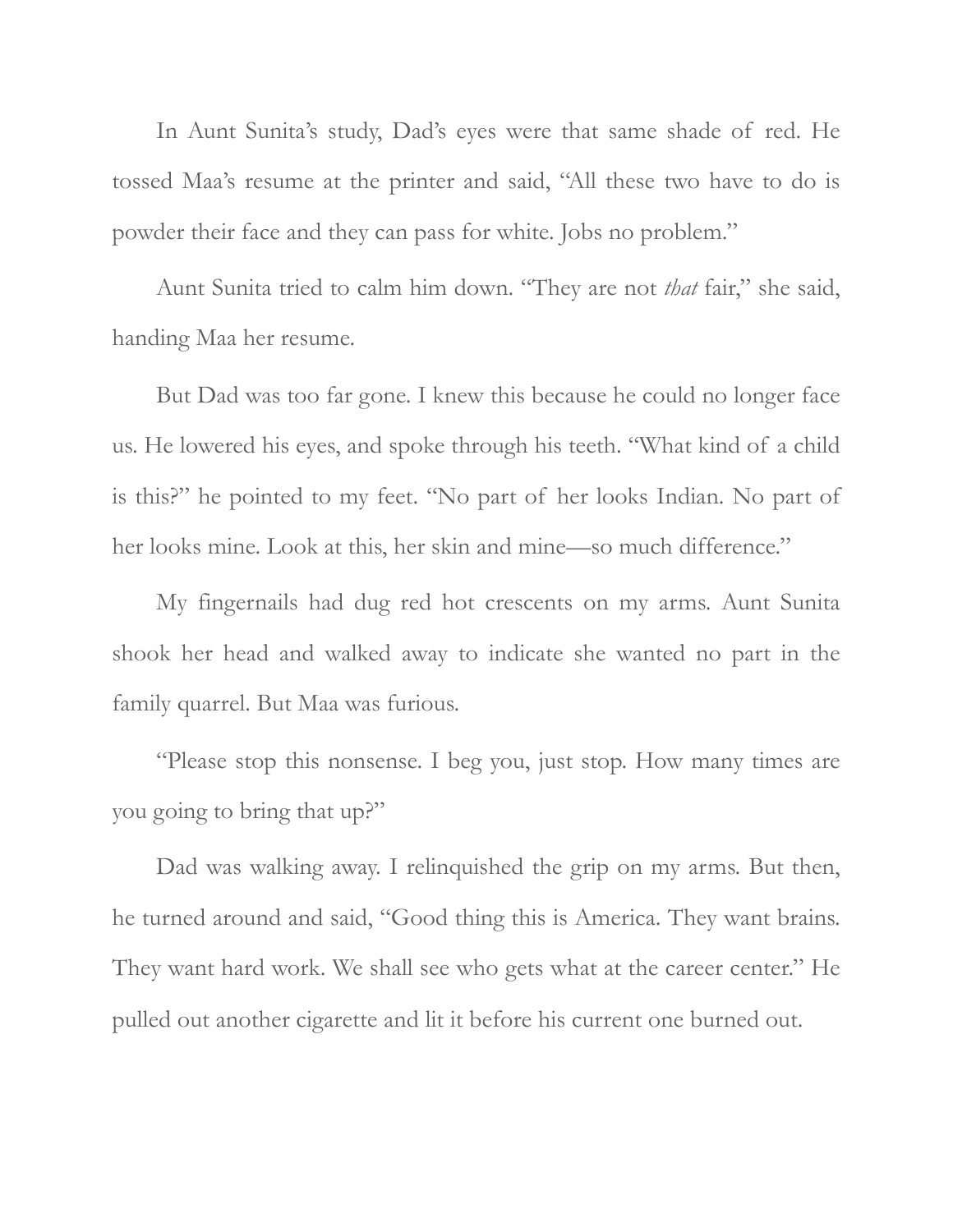In Aunt Sunita's study, Dad's eyes were that same shade of red. He tossed Maa's resume at the printer and said, "All these two have to do is powder their face and they can pass for white. Jobs no problem."

Aunt Sunita tried to calm him down. "They are not *that* fair," she said, handing Maa her resume.

But Dad was too far gone. I knew this because he could no longer face us. He lowered his eyes, and spoke through his teeth. "What kind of a child is this?" he pointed to my feet. "No part of her looks Indian. No part of her looks mine. Look at this, her skin and mine—so much difference."

My fingernails had dug red hot crescents on my arms. Aunt Sunita shook her head and walked away to indicate she wanted no part in the family quarrel. But Maa was furious.

"Please stop this nonsense. I beg you, just stop. How many times are you going to bring that up?"

Dad was walking away. I relinquished the grip on my arms. But then, he turned around and said, "Good thing this is America. They want brains. They want hard work. We shall see who gets what at the career center." He pulled out another cigarette and lit it before his current one burned out.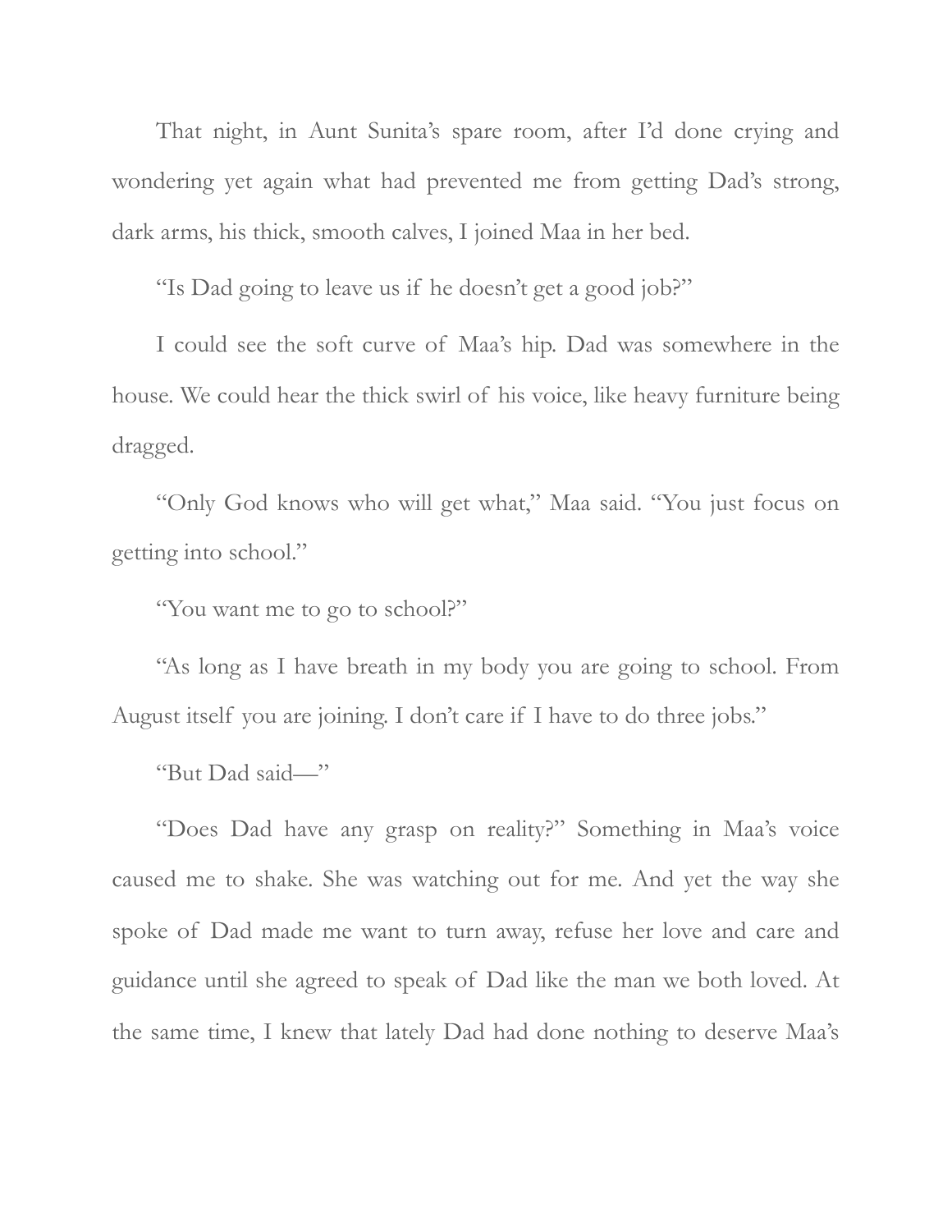That night, in Aunt Sunita's spare room, after I'd done crying and wondering yet again what had prevented me from getting Dad's strong, dark arms, his thick, smooth calves, I joined Maa in her bed.

"Is Dad going to leave us if he doesn't get a good job?"

I could see the soft curve of Maa's hip. Dad was somewhere in the house. We could hear the thick swirl of his voice, like heavy furniture being dragged.

"Only God knows who will get what," Maa said. "You just focus on getting into school."

"You want me to go to school?"

"As long as I have breath in my body you are going to school. From August itself you are joining. I don't care if I have to do three jobs."

"But Dad said—"

"Does Dad have any grasp on reality?" Something in Maa's voice caused me to shake. She was watching out for me. And yet the way she spoke of Dad made me want to turn away, refuse her love and care and guidance until she agreed to speak of Dad like the man we both loved. At the same time, I knew that lately Dad had done nothing to deserve Maa's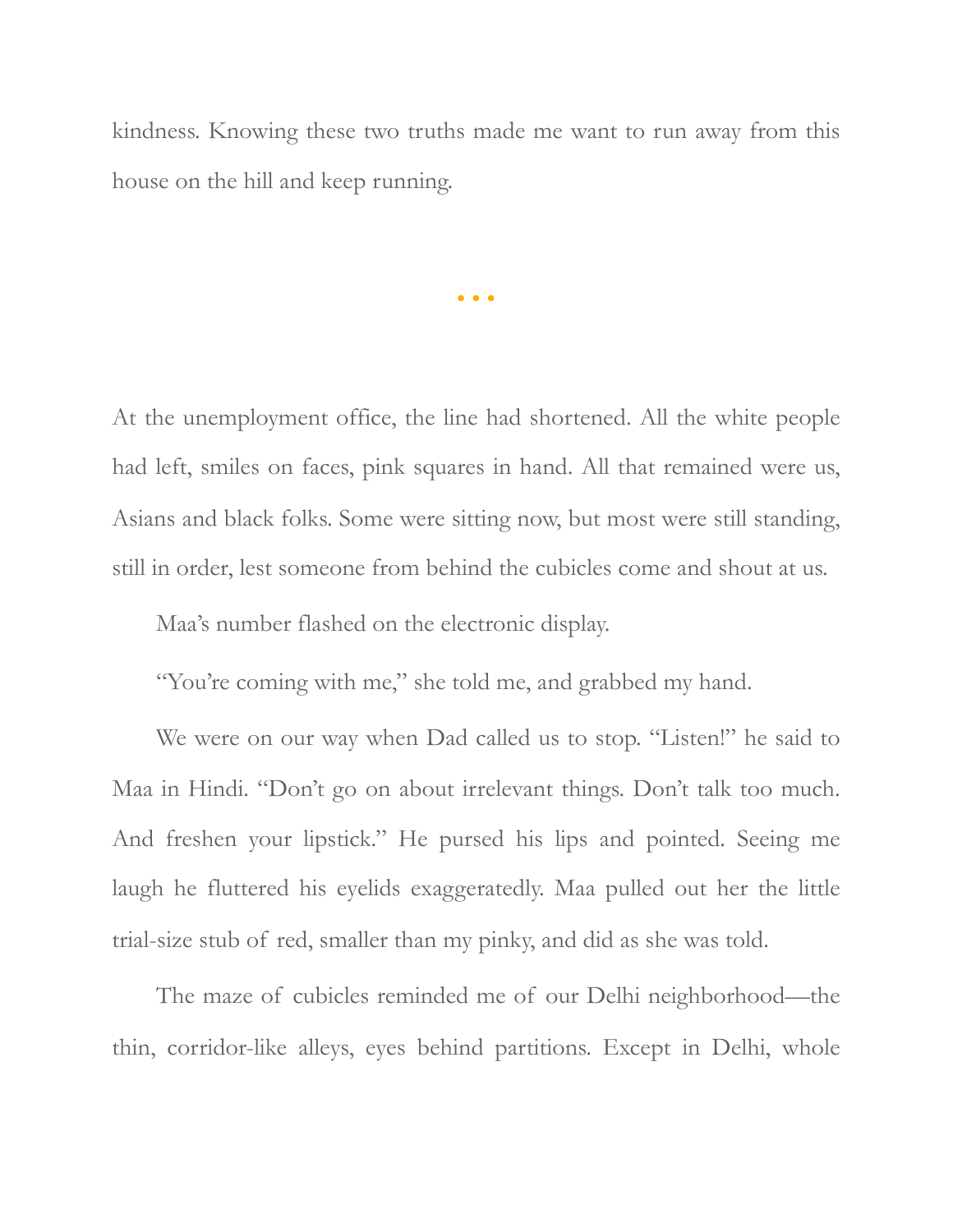kindness. Knowing these two truths made me want to run away from this house on the hill and keep running.

• • •

At the unemployment office, the line had shortened. All the white people had left, smiles on faces, pink squares in hand. All that remained were us, Asians and black folks. Some were sitting now, but most were still standing, still in order, lest someone from behind the cubicles come and shout at us.

Maa's number flashed on the electronic display.

"You're coming with me," she told me, and grabbed my hand.

We were on our way when Dad called us to stop. "Listen!" he said to Maa in Hindi. "Don't go on about irrelevant things. Don't talk too much. And freshen your lipstick." He pursed his lips and pointed. Seeing me laugh he fluttered his eyelids exaggeratedly. Maa pulled out her the little trial-size stub of red, smaller than my pinky, and did as she was told.

The maze of cubicles reminded me of our Delhi neighborhood—the thin, corridor-like alleys, eyes behind partitions. Except in Delhi, whole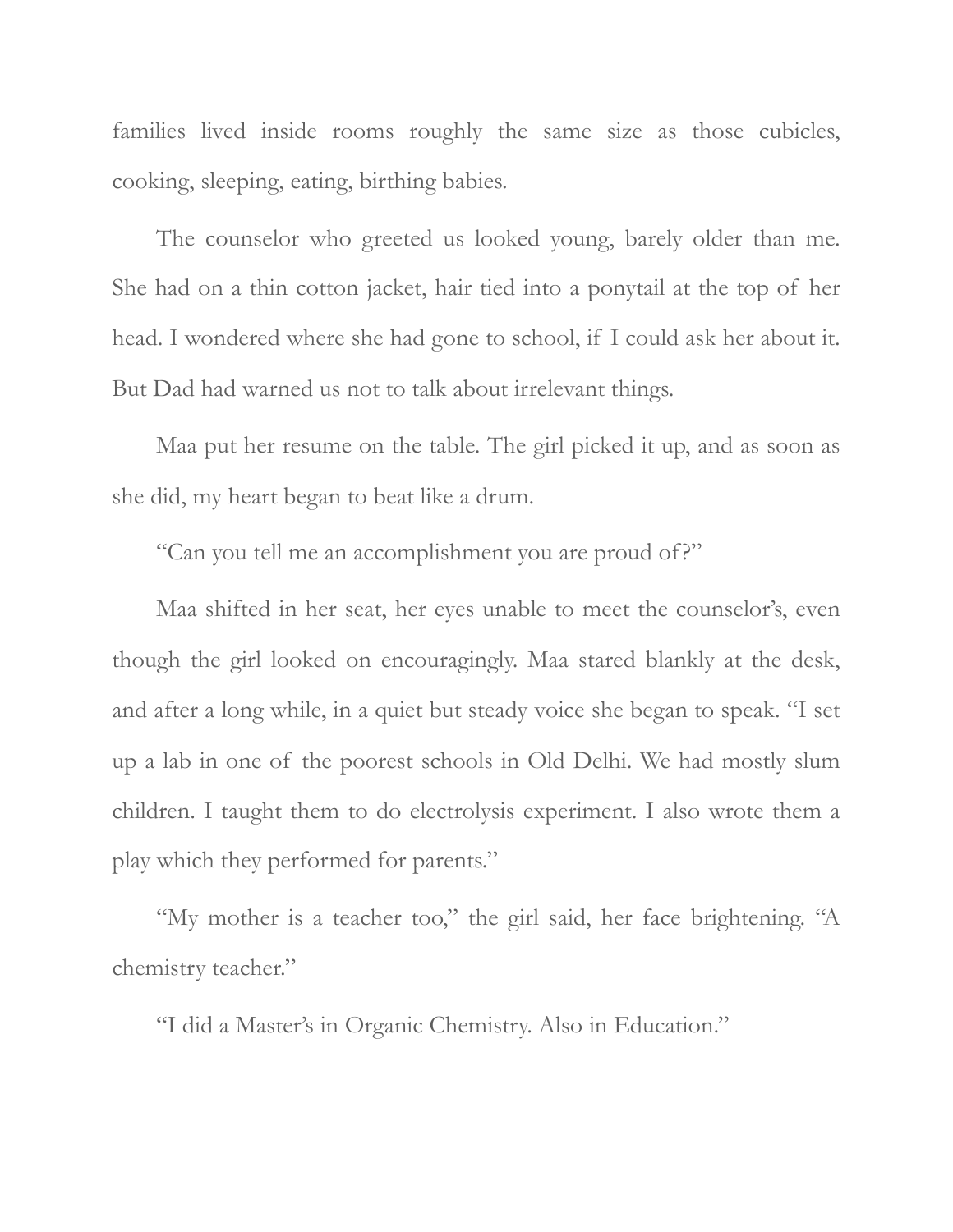families lived inside rooms roughly the same size as those cubicles, cooking, sleeping, eating, birthing babies.

The counselor who greeted us looked young, barely older than me. She had on a thin cotton jacket, hair tied into a ponytail at the top of her head. I wondered where she had gone to school, if I could ask her about it. But Dad had warned us not to talk about irrelevant things.

Maa put her resume on the table. The girl picked it up, and as soon as she did, my heart began to beat like a drum.

"Can you tell me an accomplishment you are proud of?"

Maa shifted in her seat, her eyes unable to meet the counselor's, even though the girl looked on encouragingly. Maa stared blankly at the desk, and after a long while, in a quiet but steady voice she began to speak. "I set up a lab in one of the poorest schools in Old Delhi. We had mostly slum children. I taught them to do electrolysis experiment. I also wrote them a play which they performed for parents."

"My mother is a teacher too," the girl said, her face brightening. "A chemistry teacher."

"I did a Master's in Organic Chemistry. Also in Education."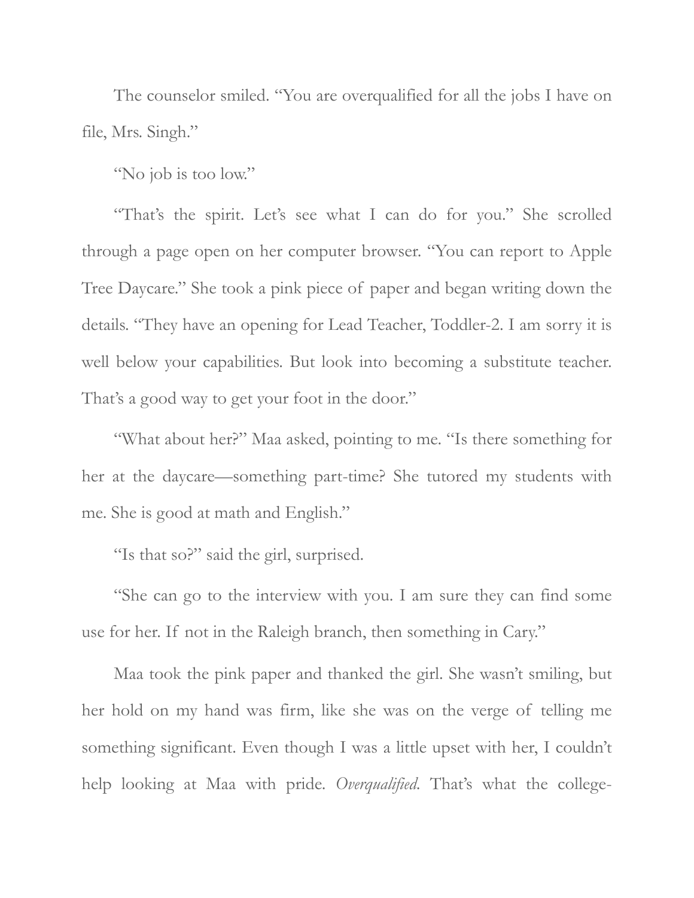The counselor smiled. "You are overqualified for all the jobs I have on file, Mrs. Singh."

"No job is too low."

"That's the spirit. Let's see what I can do for you." She scrolled through a page open on her computer browser. "You can report to Apple Tree Daycare." She took a pink piece of paper and began writing down the details. "They have an opening for Lead Teacher, Toddler-2. I am sorry it is well below your capabilities. But look into becoming a substitute teacher. That's a good way to get your foot in the door."

"What about her?" Maa asked, pointing to me. "Is there something for her at the daycare—something part-time? She tutored my students with me. She is good at math and English."

"Is that so?" said the girl, surprised.

"She can go to the interview with you. I am sure they can find some use for her. If not in the Raleigh branch, then something in Cary."

Maa took the pink paper and thanked the girl. She wasn't smiling, but her hold on my hand was firm, like she was on the verge of telling me something significant. Even though I was a little upset with her, I couldn't help looking at Maa with pride. *Overqualified*. That's what the college-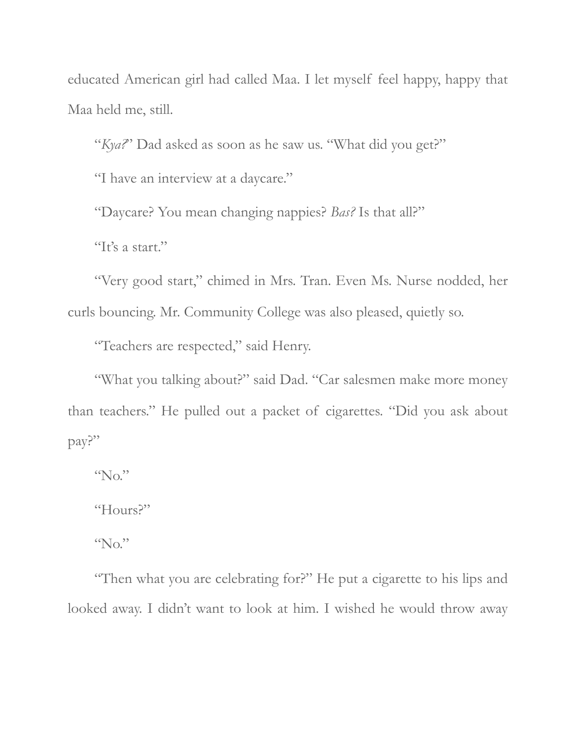educated American girl had called Maa. I let myself feel happy, happy that Maa held me, still.

"*Kya?*" Dad asked as soon as he saw us. "What did you get?"

"I have an interview at a daycare."

"Daycare? You mean changing nappies? *Bas?* Is that all?"

"It's a start."

"Very good start," chimed in Mrs. Tran. Even Ms. Nurse nodded, her curls bouncing. Mr. Community College was also pleased, quietly so.

"Teachers are respected," said Henry.

"What you talking about?" said Dad. "Car salesmen make more money than teachers." He pulled out a packet of cigarettes. "Did you ask about pay?"

"No."

"Hours?"

"No."

"Then what you are celebrating for?" He put a cigarette to his lips and looked away. I didn't want to look at him. I wished he would throw away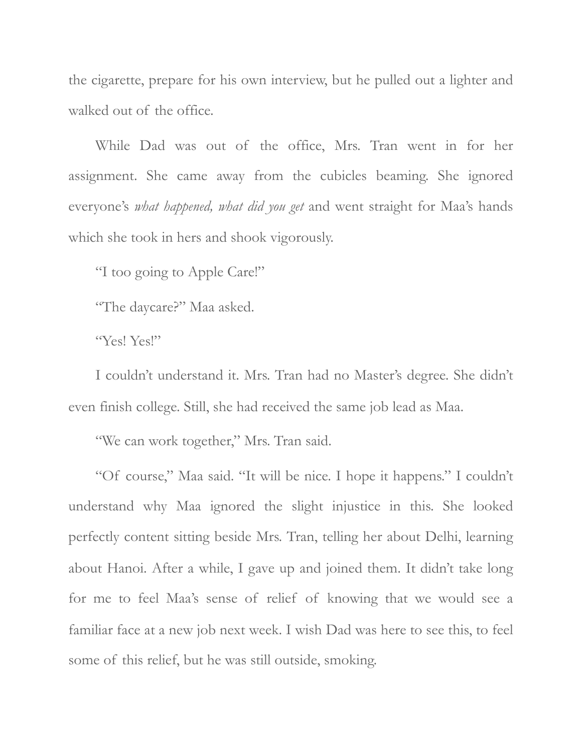the cigarette, prepare for his own interview, but he pulled out a lighter and walked out of the office.

While Dad was out of the office, Mrs. Tran went in for her assignment. She came away from the cubicles beaming. She ignored everyone's *what happened, what did you get* and went straight for Maa's hands which she took in hers and shook vigorously.

"I too going to Apple Care!"

"The daycare?" Maa asked.

"Yes! Yes!"

I couldn't understand it. Mrs. Tran had no Master's degree. She didn't even finish college. Still, she had received the same job lead as Maa.

"We can work together," Mrs. Tran said.

"Of course," Maa said. "It will be nice. I hope it happens." I couldn't understand why Maa ignored the slight injustice in this. She looked perfectly content sitting beside Mrs. Tran, telling her about Delhi, learning about Hanoi. After a while, I gave up and joined them. It didn't take long for me to feel Maa's sense of relief of knowing that we would see a familiar face at a new job next week. I wish Dad was here to see this, to feel some of this relief, but he was still outside, smoking.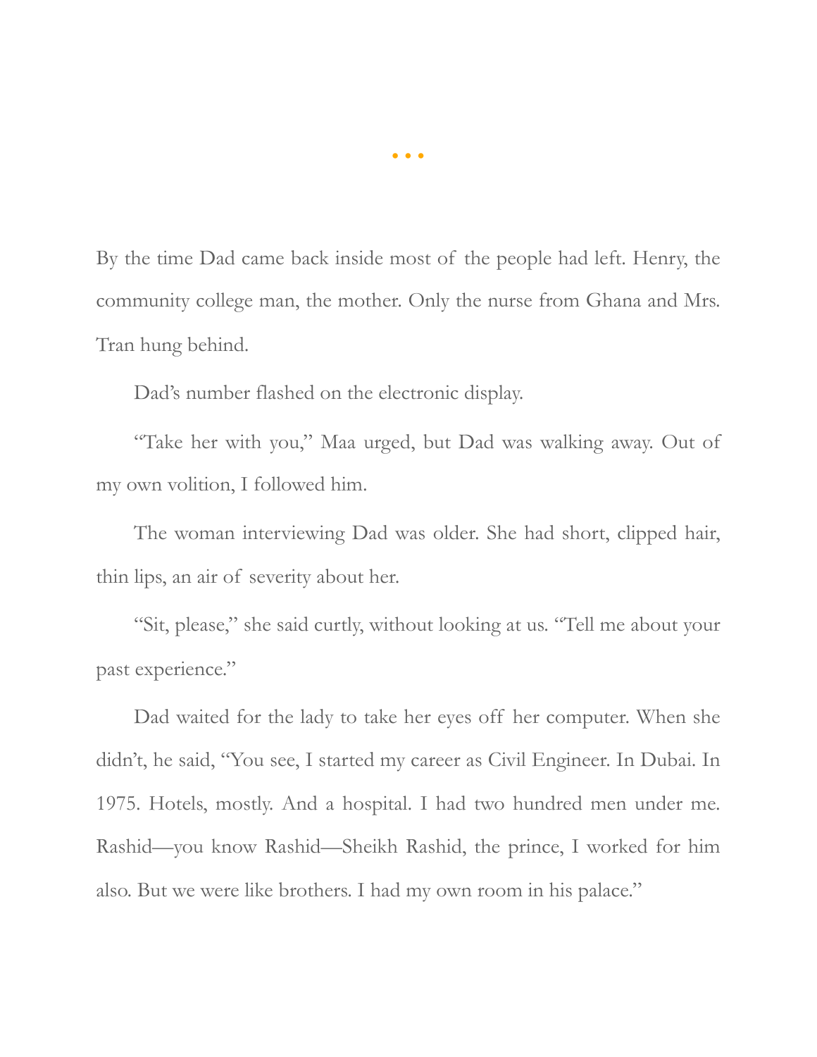• • •

By the time Dad came back inside most of the people had left. Henry, the community college man, the mother. Only the nurse from Ghana and Mrs. Tran hung behind.

Dad's number flashed on the electronic display.

"Take her with you," Maa urged, but Dad was walking away. Out of my own volition, I followed him.

The woman interviewing Dad was older. She had short, clipped hair, thin lips, an air of severity about her.

"Sit, please," she said curtly, without looking at us. "Tell me about your past experience."

Dad waited for the lady to take her eyes off her computer. When she didn't, he said, "You see, I started my career as Civil Engineer. In Dubai. In 1975. Hotels, mostly. And a hospital. I had two hundred men under me. Rashid—you know Rashid—Sheikh Rashid, the prince, I worked for him also. But we were like brothers. I had my own room in his palace."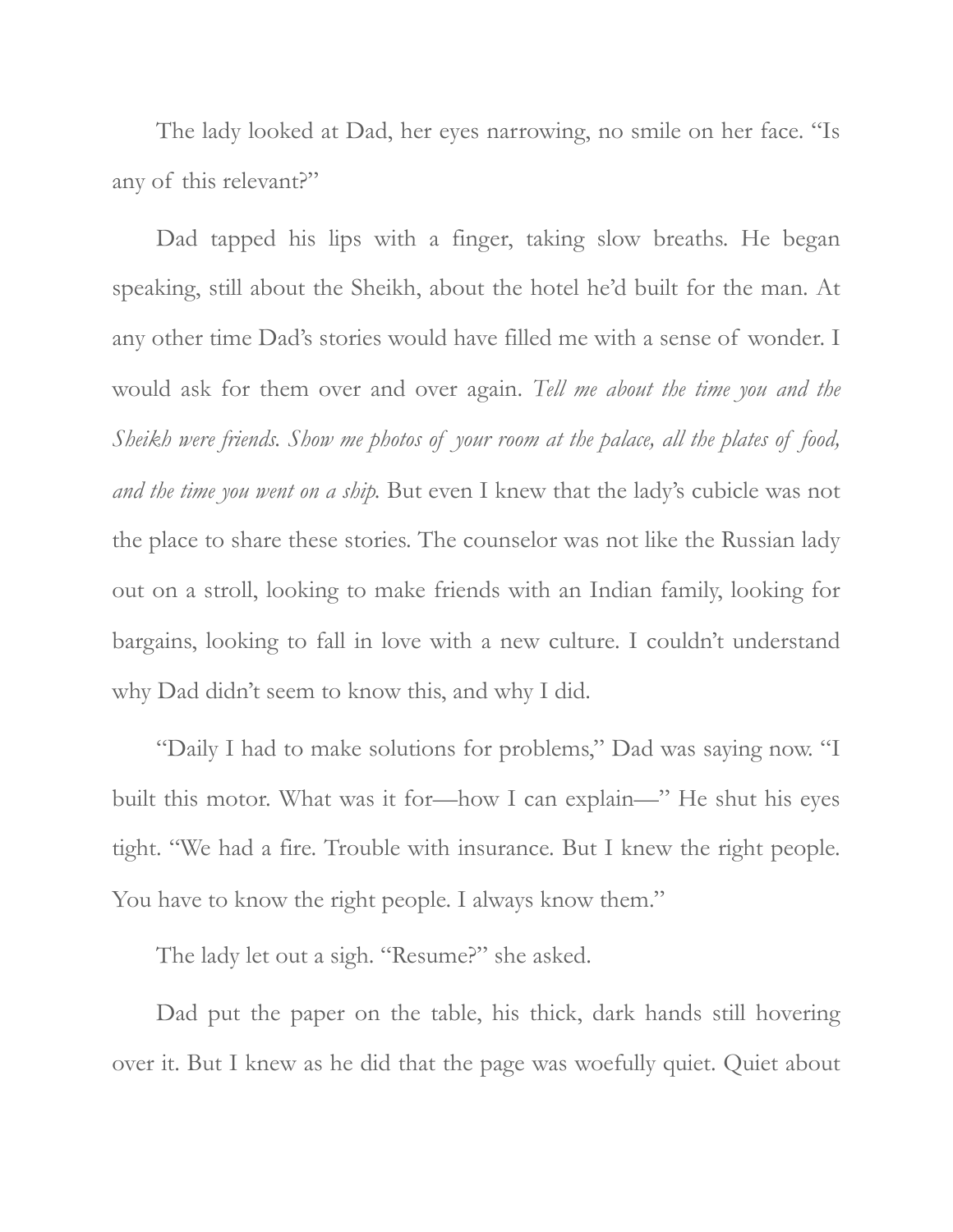The lady looked at Dad, her eyes narrowing, no smile on her face. "Is any of this relevant?"

Dad tapped his lips with a finger, taking slow breaths. He began speaking, still about the Sheikh, about the hotel he'd built for the man. At any other time Dad's stories would have filled me with a sense of wonder. I would ask for them over and over again. *Tell me about the time you and the Sheikh were friends. Show me photos of your room at the palace, all the plates of food, and the time you went on a ship.* But even I knew that the lady's cubicle was not the place to share these stories. The counselor was not like the Russian lady out on a stroll, looking to make friends with an Indian family, looking for bargains, looking to fall in love with a new culture. I couldn't understand why Dad didn't seem to know this, and why I did.

"Daily I had to make solutions for problems," Dad was saying now. "I built this motor. What was it for—how I can explain—" He shut his eyes tight. "We had a fire. Trouble with insurance. But I knew the right people. You have to know the right people. I always know them."

The lady let out a sigh. "Resume?" she asked.

Dad put the paper on the table, his thick, dark hands still hovering over it. But I knew as he did that the page was woefully quiet. Quiet about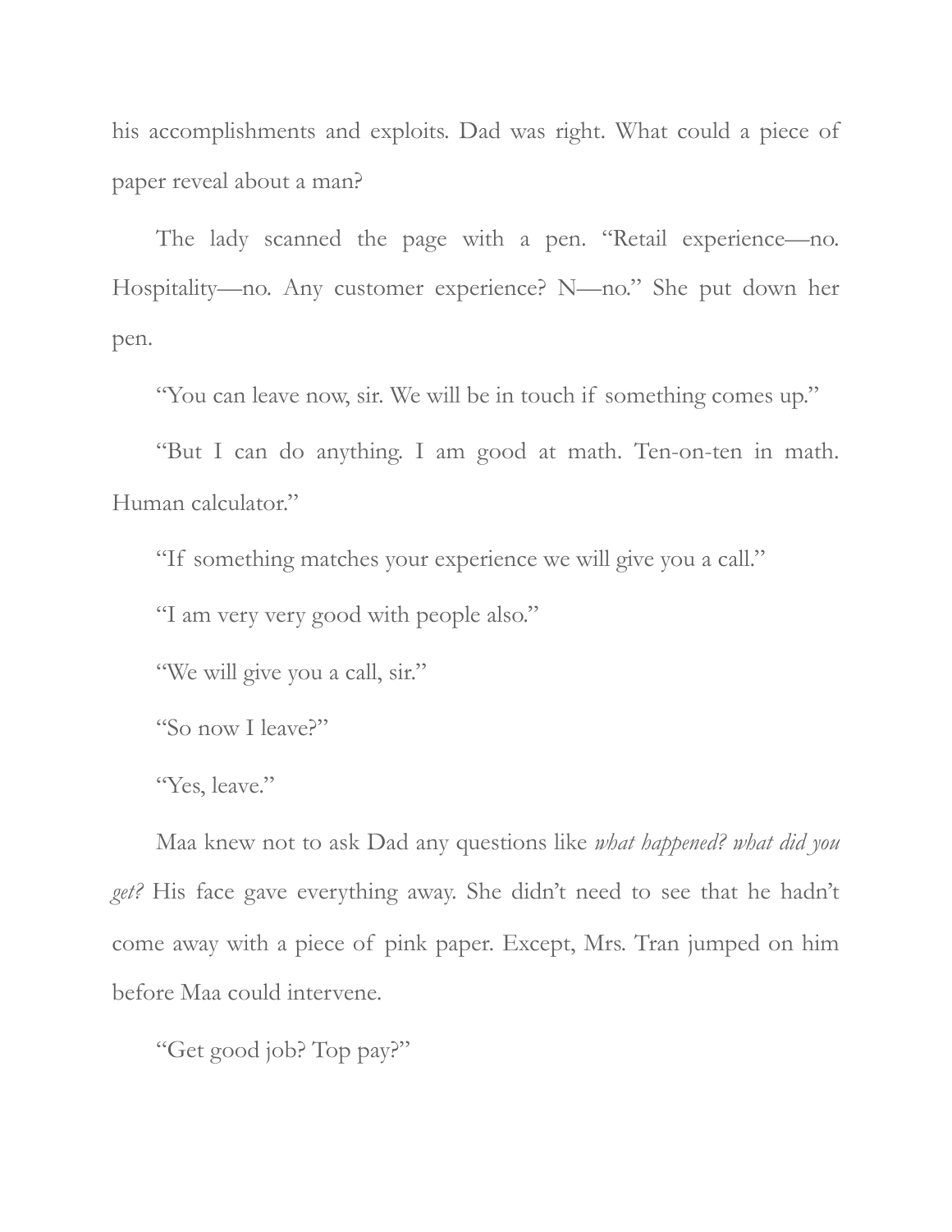his accomplishments and exploits. Dad was right. What could a piece of paper reveal about a man?

The lady scanned the page with a pen. "Retail experience—no. Hospitality—no. Any customer experience? N—no." She put down her pen.

"You can leave now, sir. We will be in touch if something comes up."

"But I can do anything. I am good at math. Ten-on-ten in math. Human calculator."

"If something matches your experience we will give you a call."

"I am very very good with people also."

"We will give you a call, sir."

"So now I leave?"

"Yes, leave."

Maa knew not to ask Dad any questions like *what happened? what did you get?* His face gave everything away. She didn't need to see that he hadn't come away with a piece of pink paper. Except, Mrs. Tran jumped on him before Maa could intervene.

"Get good job? Top pay?"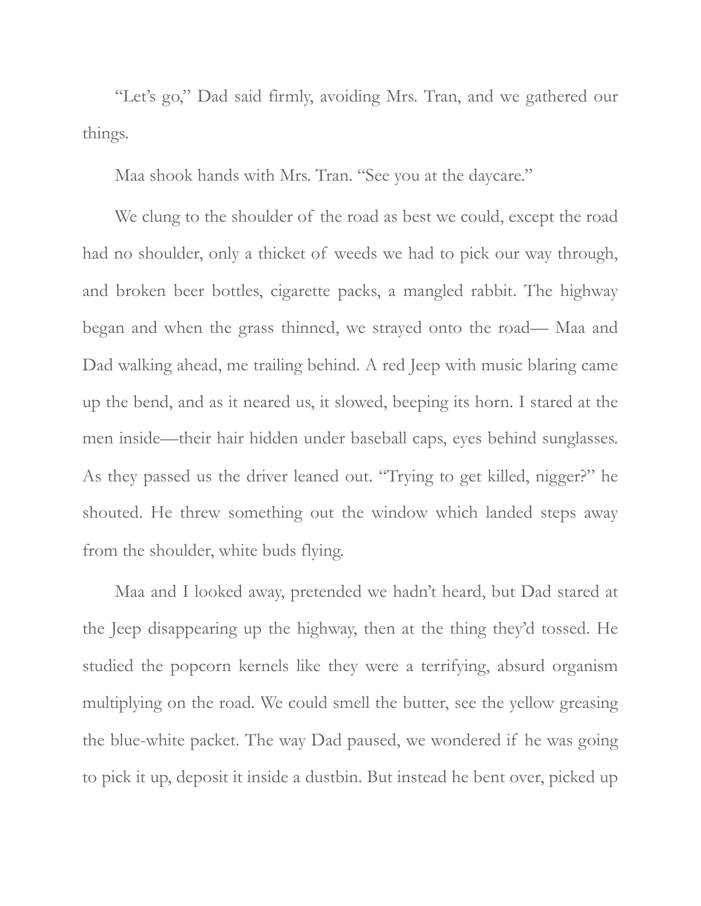"Let's go," Dad said firmly, avoiding Mrs. Tran, and we gathered our things.

Maa shook hands with Mrs. Tran. "See you at the daycare."

We clung to the shoulder of the road as best we could, except the road had no shoulder, only a thicket of weeds we had to pick our way through, and broken beer bottles, cigarette packs, a mangled rabbit. The highway began and when the grass thinned, we strayed onto the road— Maa and Dad walking ahead, me trailing behind. A red Jeep with music blaring came up the bend, and as it neared us, it slowed, beeping its horn. I stared at the men inside—their hair hidden under baseball caps, eyes behind sunglasses. As they passed us the driver leaned out. "Trying to get killed, nigger?" he shouted. He threw something out the window which landed steps away from the shoulder, white buds flying.

Maa and I looked away, pretended we hadn't heard, but Dad stared at the Jeep disappearing up the highway, then at the thing they'd tossed. He studied the popcorn kernels like they were a terrifying, absurd organism multiplying on the road. We could smell the butter, see the yellow greasing the blue-white packet. The way Dad paused, we wondered if he was going to pick it up, deposit it inside a dustbin. But instead he bent over, picked up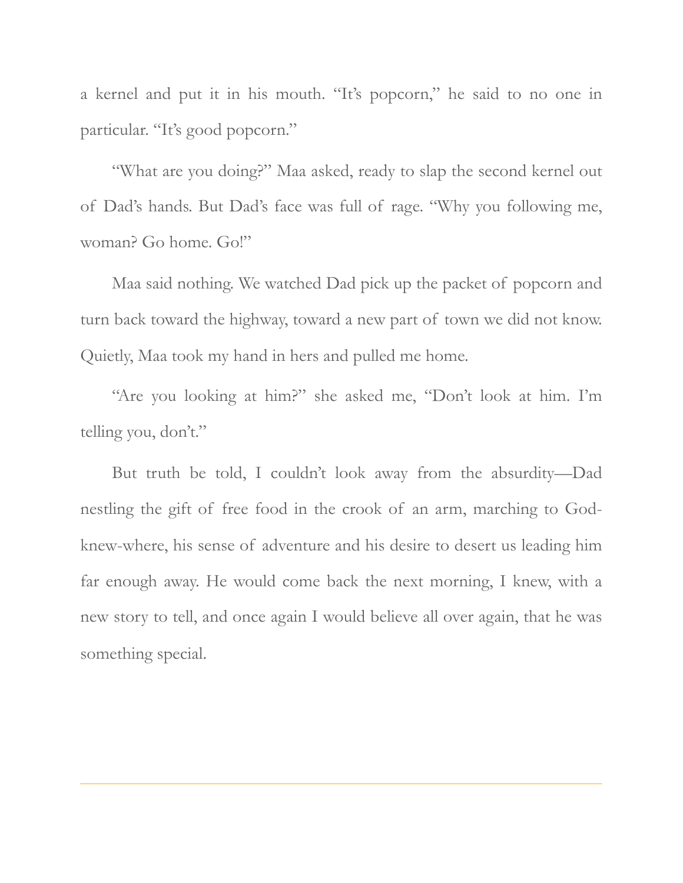a kernel and put it in his mouth. "It's popcorn," he said to no one in particular. "It's good popcorn."

"What are you doing?" Maa asked, ready to slap the second kernel out of Dad's hands. But Dad's face was full of rage. "Why you following me, woman? Go home. Go!"

Maa said nothing. We watched Dad pick up the packet of popcorn and turn back toward the highway, toward a new part of town we did not know. Quietly, Maa took my hand in hers and pulled me home.

"Are you looking at him?" she asked me, "Don't look at him. I'm telling you, don't."

But truth be told, I couldn't look away from the absurdity—Dad nestling the gift of free food in the crook of an arm, marching to God-knew-where, his sense of adventure and his desire to desert us leading him far enough away. He would come back the next morning, I knew, with a new story to tell, and once again I would believe all over again, that he was something special.

---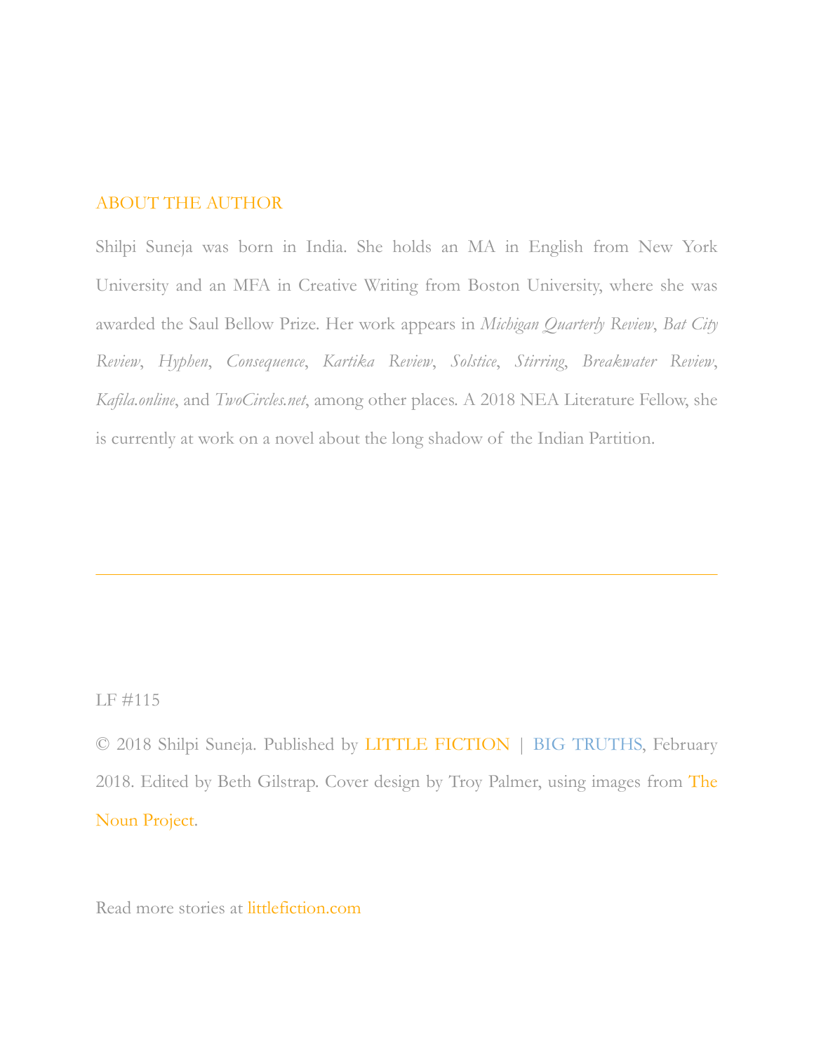## ABOUT THE AUTHOR

Shilpi Suneja was born in India. She holds an MA in English from New York University and an MFA in Creative Writing from Boston University, where she was awarded the Saul Bellow Prize. Her work appears in *Michigan Quarterly Review*, *Bat City Review*, *Hyphen*, *Consequence*, *Kartika Review*, *Solstice*, *Stirring*, *Breakwater Review*, *Kafila.online*, and *TwoCircles.net*, among other places. A 2018 NEA Literature Fellow, she is currently at work on a novel about the long shadow of the Indian Partition.

---

LF #115

© 2018 Shilpi Suneja. Published by LITTLE FICTION | BIG TRUTHS, February 2018. Edited by Beth Gilstrap. Cover design by Troy Palmer, using images from The Noun Project.

Read more stories at littlefiction.com